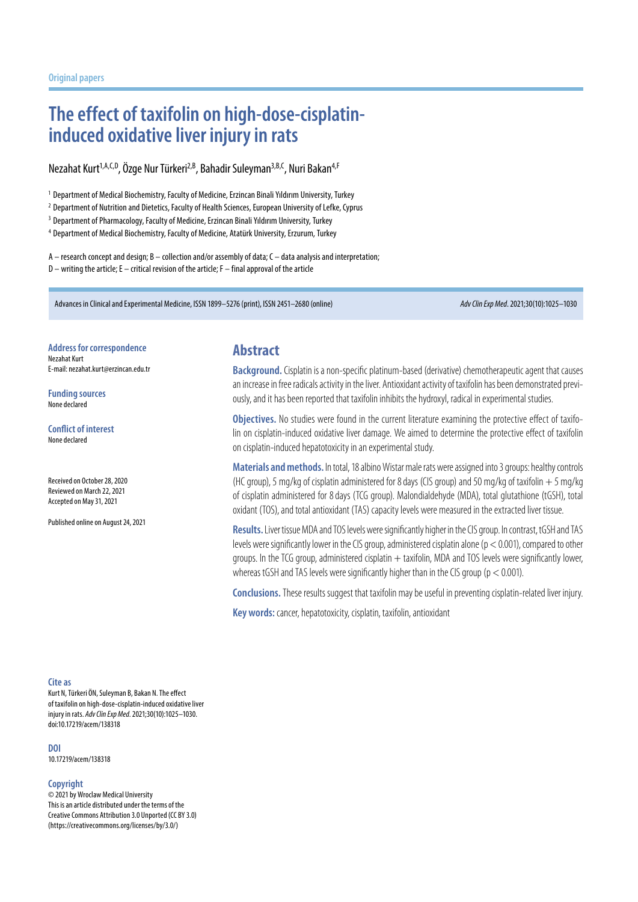Original papers

# The effect of taxifolin on high-dose-cisplatin-induced oxidative liver injury in rats

Nezahat Kurt[1,A,C,D], Özge Nur Türkeri[2,B], Bahadir Suleyman[3,B,C], Nuri Bakan[4,F]

[1] Department of Medical Biochemistry, Faculty of Medicine, Erzincan Binali Yıldırım University, Turkey
[2] Department of Nutrition and Dietetics, Faculty of Health Sciences, European University of Lefke, Cyprus
[3] Department of Pharmacology, Faculty of Medicine, Erzincan Binali Yıldırım University, Turkey
[4] Department of Medical Biochemistry, Faculty of Medicine, Atatürk University, Erzurum, Turkey

A – research concept and design; B – collection and/or assembly of data; C – data analysis and interpretation;
D – writing the article; E – critical revision of the article; F – final approval of the article

Advances in Clinical and Experimental Medicine, ISSN 1899–5276 (print), ISSN 2451–2680 (online)

**Address for correspondence**
Nezahat Kurt
E-mail: nezahat.kurt@erzincan.edu.tr

**Funding sources**
None declared

**Conflict of interest**
None declared

Received on October 28, 2020
Reviewed on March 22, 2021
Accepted on May 31, 2021

Published online on August 24, 2021

## Abstract

**Background.** Cisplatin is a non-specific platinum-based (derivative) chemotherapeutic agent that causes an increase in free radicals activity in the liver. Antioxidant activity of taxifolin has been demonstrated previously, and it has been reported that taxifolin inhibits the hydroxyl, radical in experimental studies.

**Objectives.** No studies were found in the current literature examining the protective effect of taxifolin on cisplatin-induced oxidative liver damage. We aimed to determine the protective effect of taxifolin on cisplatin-induced hepatotoxicity in an experimental study.

**Materials and methods.** In total, 18 albino Wistar male rats were assigned into 3 groups: healthy controls (HC group), 5 mg/kg of cisplatin administered for 8 days (CIS group) and 50 mg/kg of taxifolin + 5 mg/kg of cisplatin administered for 8 days (TCG group). Malondialdehyde (MDA), total glutathione (tGSH), total oxidant (TOS), and total antioxidant (TAS) capacity levels were measured in the extracted liver tissue.

**Results.** Liver tissue MDA and TOS levels were significantly higher in the CIS group. In contrast, tGSH and TAS levels were significantly lower in the CIS group, administered cisplatin alone ($p < 0.001$), compared to other groups. In the TCG group, administered cisplatin + taxifolin, MDA and TOS levels were significantly lower, whereas tGSH and TAS levels were significantly higher than in the CIS group ($p < 0.001$).

**Conclusions.** These results suggest that taxifolin may be useful in preventing cisplatin-related liver injury.

**Key words:** cancer, hepatotoxicity, cisplatin, taxifolin, antioxidant

**Cite as**
Kurt N, Türkeri ÖN, Suleyman B, Bakan N. The effect of taxifolin on high-dose-cisplatin-induced oxidative liver injury in rats. *Adv Clin Exp Med*. 2021;30(10):1025–1030. doi:10.17219/acem/138318

**DOI**
10.17219/acem/138318

**Copyright**
© 2021 by Wroclaw Medical University
This is an article distributed under the terms of the Creative Commons Attribution 3.0 Unported (CC BY 3.0) (https://creativecommons.org/licenses/by/3.0/)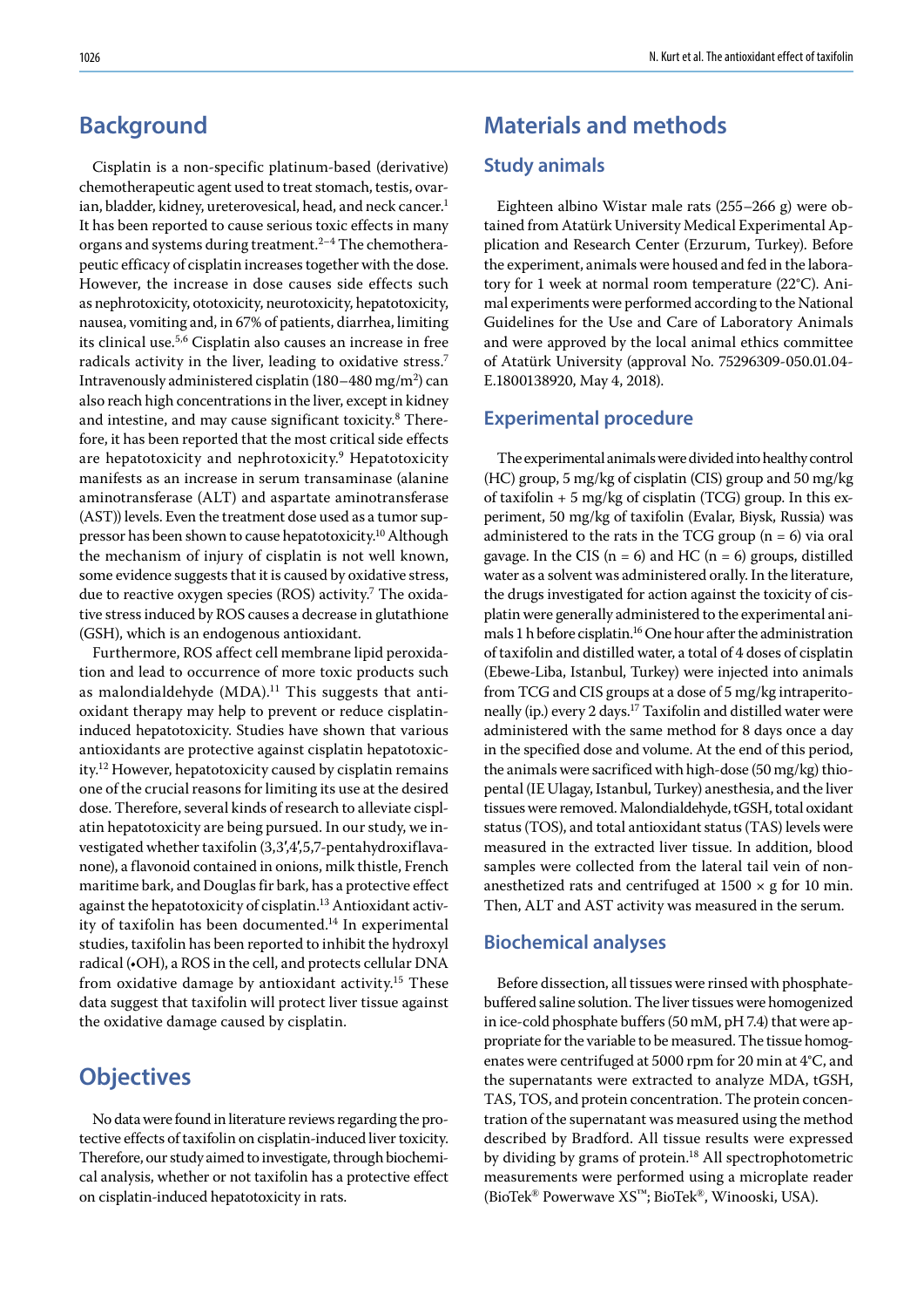## Background

Cisplatin is a non-specific platinum-based (derivative) chemotherapeutic agent used to treat stomach, testis, ovarian, bladder, kidney, ureterovesical, head, and neck cancer.[1] It has been reported to cause serious toxic effects in many organs and systems during treatment.[2–4] The chemotherapeutic efficacy of cisplatin increases together with the dose. However, the increase in dose causes side effects such as nephrotoxicity, ototoxicity, neurotoxicity, hepatotoxicity, nausea, vomiting and, in 67% of patients, diarrhea, limiting its clinical use.[5,6] Cisplatin also causes an increase in free radicals activity in the liver, leading to oxidative stress.[7] Intravenously administered cisplatin (180–480 mg/m$^2$) can also reach high concentrations in the liver, except in kidney and intestine, and may cause significant toxicity.[8] Therefore, it has been reported that the most critical side effects are hepatotoxicity and nephrotoxicity.[9] Hepatotoxicity manifests as an increase in serum transaminase (alanine aminotransferase (ALT) and aspartate aminotransferase (AST)) levels. Even the treatment dose used as a tumor suppressor has been shown to cause hepatotoxicity.[10] Although the mechanism of injury of cisplatin is not well known, some evidence suggests that it is caused by oxidative stress, due to reactive oxygen species (ROS) activity.[7] The oxidative stress induced by ROS causes a decrease in glutathione (GSH), which is an endogenous antioxidant.

Furthermore, ROS affect cell membrane lipid peroxidation and lead to occurrence of more toxic products such as malondialdehyde (MDA).[11] This suggests that antioxidant therapy may help to prevent or reduce cisplatin-induced hepatotoxicity. Studies have shown that various antioxidants are protective against cisplatin hepatotoxicity.[12] However, hepatotoxicity caused by cisplatin remains one of the crucial reasons for limiting its use at the desired dose. Therefore, several kinds of research to alleviate cisplatin hepatotoxicity are being pursued. In our study, we investigated whether taxifolin (3,3',4',5,7-pentahydroxiflavanone), a flavonoid contained in onions, milk thistle, French maritime bark, and Douglas fir bark, has a protective effect against the hepatotoxicity of cisplatin.[13] Antioxidant activity of taxifolin has been documented.[14] In experimental studies, taxifolin has been reported to inhibit the hydroxyl radical (•OH), a ROS in the cell, and protects cellular DNA from oxidative damage by antioxidant activity.[15] These data suggest that taxifolin will protect liver tissue against the oxidative damage caused by cisplatin.

## Objectives

No data were found in literature reviews regarding the protective effects of taxifolin on cisplatin-induced liver toxicity. Therefore, our study aimed to investigate, through biochemical analysis, whether or not taxifolin has a protective effect on cisplatin-induced hepatotoxicity in rats.

## Materials and methods

### Study animals

Eighteen albino Wistar male rats (255–266 g) were obtained from Atatürk University Medical Experimental Application and Research Center (Erzurum, Turkey). Before the experiment, animals were housed and fed in the laboratory for 1 week at normal room temperature (22°C). Animal experiments were performed according to the National Guidelines for the Use and Care of Laboratory Animals and were approved by the local animal ethics committee of Atatürk University (approval No. 75296309-050.01.04-E.1800138920, May 4, 2018).

### Experimental procedure

The experimental animals were divided into healthy control (HC) group, 5 mg/kg of cisplatin (CIS) group and 50 mg/kg of taxifolin + 5 mg/kg of cisplatin (TCG) group. In this experiment, 50 mg/kg of taxifolin (Evalar, Biysk, Russia) was administered to the rats in the TCG group (n = 6) via oral gavage. In the CIS (n = 6) and HC (n = 6) groups, distilled water as a solvent was administered orally. In the literature, the drugs investigated for action against the toxicity of cisplatin were generally administered to the experimental animals 1 h before cisplatin.[16] One hour after the administration of taxifolin and distilled water, a total of 4 doses of cisplatin (Ebewe-Liba, Istanbul, Turkey) were injected into animals from TCG and CIS groups at a dose of 5 mg/kg intraperitoneally (ip.) every 2 days.[17] Taxifolin and distilled water were administered with the same method for 8 days once a day in the specified dose and volume. At the end of this period, the animals were sacrificed with high-dose (50 mg/kg) thiopental (IE Ulagay, Istanbul, Turkey) anesthesia, and the liver tissues were removed. Malondialdehyde, tGSH, total oxidant status (TOS), and total antioxidant status (TAS) levels were measured in the extracted liver tissue. In addition, blood samples were collected from the lateral tail vein of non-anesthetized rats and centrifuged at 1500 × g for 10 min. Then, ALT and AST activity was measured in the serum.

### Biochemical analyses

Before dissection, all tissues were rinsed with phosphate-buffered saline solution. The liver tissues were homogenized in ice-cold phosphate buffers (50 mM, pH 7.4) that were appropriate for the variable to be measured. The tissue homogenates were centrifuged at 5000 rpm for 20 min at 4°C, and the supernatants were extracted to analyze MDA, tGSH, TAS, TOS, and protein concentration. The protein concentration of the supernatant was measured using the method described by Bradford. All tissue results were expressed by dividing by grams of protein.[18] All spectrophotometric measurements were performed using a microplate reader (BioTek® Powerwave XS™; BioTek®, Winooski, USA).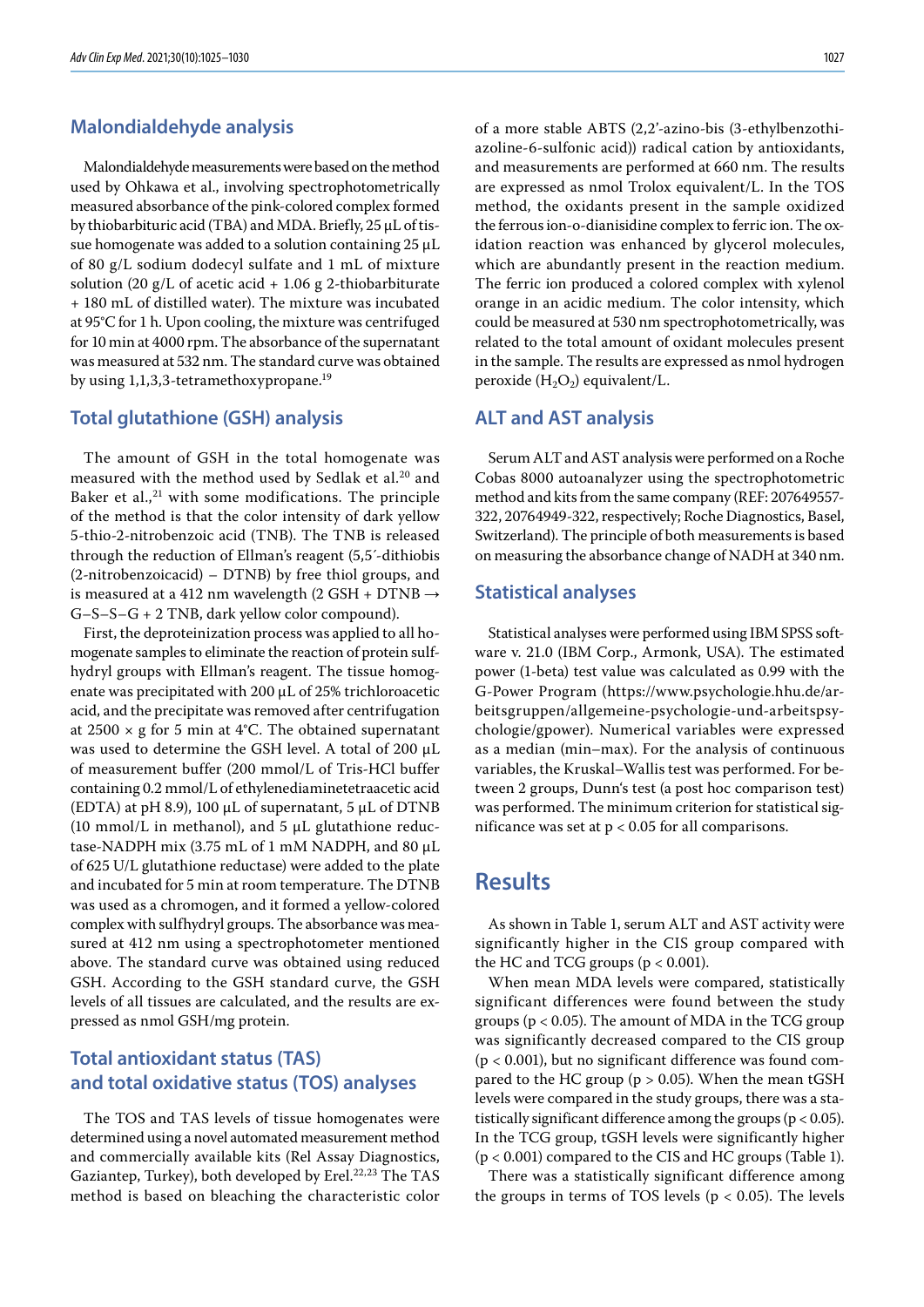## Malondialdehyde analysis

Malondialdehyde measurements were based on the method used by Ohkawa et al., involving spectrophotometrically measured absorbance of the pink-colored complex formed by thiobarbituric acid (TBA) and MDA. Briefly, 25 µL of tissue homogenate was added to a solution containing 25 µL of 80 g/L sodium dodecyl sulfate and 1 mL of mixture solution (20 g/L of acetic acid + 1.06 g 2-thiobarbiturate + 180 mL of distilled water). The mixture was incubated at 95°C for 1 h. Upon cooling, the mixture was centrifuged for 10 min at 4000 rpm. The absorbance of the supernatant was measured at 532 nm. The standard curve was obtained by using 1,1,3,3-tetramethoxypropane.[19]

## Total glutathione (GSH) analysis

The amount of GSH in the total homogenate was measured with the method used by Sedlak et al.[20] and Baker et al.,[21] with some modifications. The principle of the method is that the color intensity of dark yellow 5-thio-2-nitrobenzoic acid (TNB). The TNB is released through the reduction of Ellman's reagent (5,5′-dithiobis (2-nitrobenzoicacid) – DTNB) by free thiol groups, and is measured at a 412 nm wavelength (2 GSH + DTNB → G–S–S–G + 2 TNB, dark yellow color compound).

First, the deproteinization process was applied to all homogenate samples to eliminate the reaction of protein sulfhydryl groups with Ellman's reagent. The tissue homogenate was precipitated with 200 µL of 25% trichloroacetic acid, and the precipitate was removed after centrifugation at 2500 × g for 5 min at 4°C. The obtained supernatant was used to determine the GSH level. A total of 200 µL of measurement buffer (200 mmol/L of Tris-HCl buffer containing 0.2 mmol/L of ethylenediaminetetraacetic acid (EDTA) at pH 8.9), 100 µL of supernatant, 5 µL of DTNB (10 mmol/L in methanol), and 5 µL glutathione reductase-NADPH mix (3.75 mL of 1 mM NADPH, and 80 µL of 625 U/L glutathione reductase) were added to the plate and incubated for 5 min at room temperature. The DTNB was used as a chromogen, and it formed a yellow-colored complex with sulfhydryl groups. The absorbance was measured at 412 nm using a spectrophotometer mentioned above. The standard curve was obtained using reduced GSH. According to the GSH standard curve, the GSH levels of all tissues are calculated, and the results are expressed as nmol GSH/mg protein.

## Total antioxidant status (TAS) and total oxidative status (TOS) analyses

The TOS and TAS levels of tissue homogenates were determined using a novel automated measurement method and commercially available kits (Rel Assay Diagnostics, Gaziantep, Turkey), both developed by Erel.[22,23] The TAS method is based on bleaching the characteristic color of a more stable ABTS (2,2′-azino-bis (3-ethylbenzothiazoline-6-sulfonic acid)) radical cation by antioxidants, and measurements are performed at 660 nm. The results are expressed as nmol Trolox equivalent/L. In the TOS method, the oxidants present in the sample oxidized the ferrous ion-o-dianisidine complex to ferric ion. The oxidation reaction was enhanced by glycerol molecules, which are abundantly present in the reaction medium. The ferric ion produced a colored complex with xylenol orange in an acidic medium. The color intensity, which could be measured at 530 nm spectrophotometrically, was related to the total amount of oxidant molecules present in the sample. The results are expressed as nmol hydrogen peroxide ($H_2O_2$) equivalent/L.

## ALT and AST analysis

Serum ALT and AST analysis were performed on a Roche Cobas 8000 autoanalyzer using the spectrophotometric method and kits from the same company (REF: 207649557-322, 20764949-322, respectively; Roche Diagnostics, Basel, Switzerland). The principle of both measurements is based on measuring the absorbance change of NADH at 340 nm.

## Statistical analyses

Statistical analyses were performed using IBM SPSS software v. 21.0 (IBM Corp., Armonk, USA). The estimated power (1-beta) test value was calculated as 0.99 with the G-Power Program (https://www.psychologie.hhu.de/arbeitsgruppen/allgemeine-psychologie-und-arbeitspsychologie/gpower). Numerical variables were expressed as a median (min–max). For the analysis of continuous variables, the Kruskal–Wallis test was performed. For between 2 groups, Dunn's test (a post hoc comparison test) was performed. The minimum criterion for statistical significance was set at $p < 0.05$ for all comparisons.

# Results

As shown in Table 1, serum ALT and AST activity were significantly higher in the CIS group compared with the HC and TCG groups ($p < 0.001$).

When mean MDA levels were compared, statistically significant differences were found between the study groups ($p < 0.05$). The amount of MDA in the TCG group was significantly decreased compared to the CIS group ($p < 0.001$), but no significant difference was found compared to the HC group ($p > 0.05$). When the mean tGSH levels were compared in the study groups, there was a statistically significant difference among the groups ($p < 0.05$). In the TCG group, tGSH levels were significantly higher ($p < 0.001$) compared to the CIS and HC groups (Table 1).

There was a statistically significant difference among the groups in terms of TOS levels ($p < 0.05$). The levels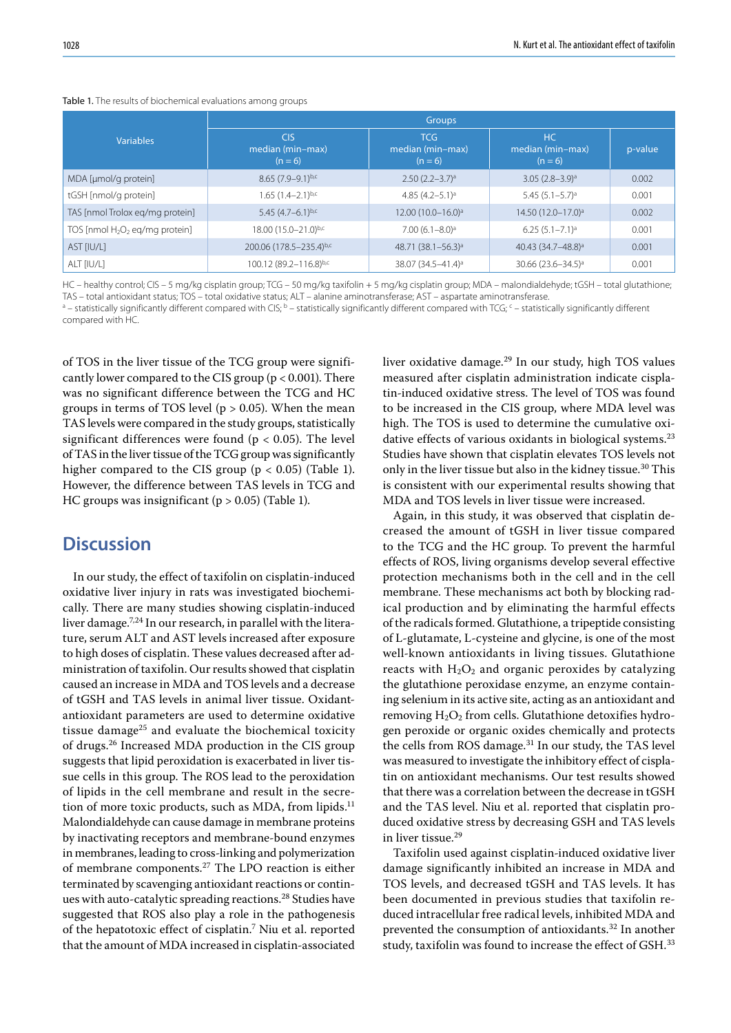Table 1. The results of biochemical evaluations among groups

| Variables | Groups | | | |
|---|---|---|---|---|
| | CIS median (min–max) (n = 6) | TCG median (min–max) (n = 6) | HC median (min–max) (n = 6) | p-value |
| MDA [μmol/g protein] | 8.65 (7.9–9.1)[b,c] | 2.50 (2.2–3.7)[a] | 3.05 (2.8–3.9)[a] | 0.002 |
| tGSH [nmol/g protein] | 1.65 (1.4–2.1)[b,c] | 4.85 (4.2–5.1)[a] | 5.45 (5.1–5.7)[a] | 0.001 |
| TAS [nmol Trolox eq/mg protein] | 5.45 (4.7–6.1)[b,c] | 12.00 (10.0–16.0)[a] | 14.50 (12.0–17.0)[a] | 0.002 |
| TOS [nmol $H_2O_2$ eq/mg protein] | 18.00 (15.0–21.0)[b,c] | 7.00 (6.1–8.0)[a] | 6.25 (5.1–7.1)[a] | 0.001 |
| AST [IU/L] | 200.06 (178.5–235.4)[b,c] | 48.71 (38.1–56.3)[a] | 40.43 (34.7–48.8)[a] | 0.001 |
| ALT [IU/L] | 100.12 (89.2–116.8)[b,c] | 38.07 (34.5–41.4)[a] | 30.66 (23.6–34.5)[a] | 0.001 |

HC – healthy control; CIS – 5 mg/kg cisplatin group; TCG – 50 mg/kg taxifolin + 5 mg/kg cisplatin group; MDA – malondialdehyde; tGSH – total glutathione; TAS – total antioxidant status; TOS – total oxidative status; ALT – alanine aminotransferase; AST – aspartate aminotransferase.
[a] – statistically significant different compared with CIS; [b] – statistically significant different compared with TCG; [c] – statistically significant different compared with HC.

of TOS in the liver tissue of the TCG group were significantly lower compared to the CIS group ($p < 0.001$). There was no significant difference between the TCG and HC groups in terms of TOS level ($p > 0.05$). When the mean TAS levels were compared in the study groups, statistically significant differences were found ($p < 0.05$). The level of TAS in the liver tissue of the TCG group was significantly higher compared to the CIS group ($p < 0.05$) (Table 1). However, the difference between TAS levels in TCG and HC groups was insignificant ($p > 0.05$) (Table 1).

## Discussion

In our study, the effect of taxifolin on cisplatin-induced oxidative liver injury in rats was investigated biochemically. There are many studies showing cisplatin-induced liver damage.[7,24] In our research, in parallel with the literature, serum ALT and AST levels increased after exposure to high doses of cisplatin. These values decreased after administration of taxifolin. Our results showed that cisplatin caused an increase in MDA and TOS levels and a decrease of tGSH and TAS levels in animal liver tissue. Oxidant-antioxidant parameters are used to determine oxidative tissue damage[25] and evaluate the biochemical toxicity of drugs.[26] Increased MDA production in the CIS group suggests that lipid peroxidation is exacerbated in liver tissue cells in this group. The ROS lead to the peroxidation of lipids in the cell membrane and result in the secretion of more toxic products, such as MDA, from lipids.[11] Malondialdehyde can cause damage in membrane proteins by inactivating receptors and membrane-bound enzymes in membranes, leading to cross-linking and polymerization of membrane components.[27] The LPO reaction is either terminated by scavenging antioxidant reactions or continues with auto-catalytic spreading reactions.[28] Studies have suggested that ROS also play a role in the pathogenesis of the hepatotoxic effect of cisplatin.[7] Niu et al. reported that the amount of MDA increased in cisplatin-associated liver oxidative damage.[29] In our study, high TOS values measured after cisplatin administration indicate cisplatin-induced oxidative stress. The level of TOS was found to be increased in the CIS group, where MDA level was high. The TOS is used to determine the cumulative oxidative effects of various oxidants in biological systems.[23] Studies have shown that cisplatin elevates TOS levels not only in the liver tissue but also in the kidney tissue.[30] This is consistent with our experimental results showing that MDA and TOS levels in liver tissue were increased.

Again, in this study, it was observed that cisplatin decreased the amount of tGSH in liver tissue compared to the TCG and the HC group. To prevent the harmful effects of ROS, living organisms develop several effective protection mechanisms both in the cell and in the cell membrane. These mechanisms act both by blocking radical production and by eliminating the harmful effects of the radicals formed. Glutathione, a tripeptide consisting of L-glutamate, L-cysteine and glycine, is one of the most well-known antioxidants in living tissues. Glutathione reacts with $H_2O_2$ and organic peroxides by catalyzing the glutathione peroxidase enzyme, an enzyme containing selenium in its active site, acting as an antioxidant and removing $H_2O_2$ from cells. Glutathione detoxifies hydrogen peroxide or organic oxides chemically and protects the cells from ROS damage.[31] In our study, the TAS level was measured to investigate the inhibitory effect of cisplatin on antioxidant mechanisms. Our test results showed that there was a correlation between the decrease in tGSH and the TAS level. Niu et al. reported that cisplatin produced oxidative stress by decreasing GSH and TAS levels in liver tissue.[29]

Taxifolin used against cisplatin-induced oxidative liver damage significantly inhibited an increase in MDA and TOS levels, and decreased tGSH and TAS levels. It has been documented in previous studies that taxifolin reduced intracellular free radical levels, inhibited MDA and prevented the consumption of antioxidants.[32] In another study, taxifolin was found to increase the effect of GSH.[33]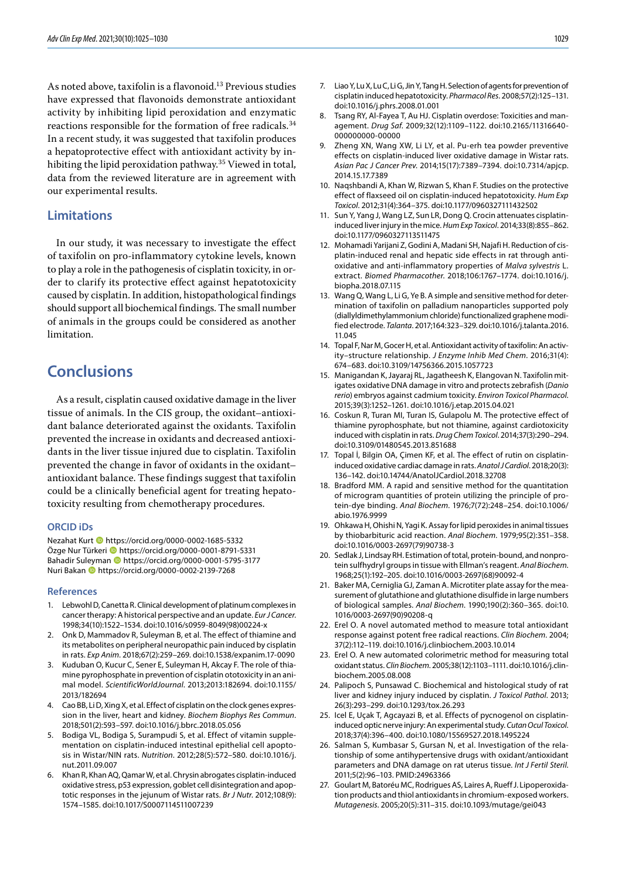As noted above, taxifolin is a flavonoid.[13] Previous studies have expressed that flavonoids demonstrate antioxidant activity by inhibiting lipid peroxidation and enzymatic reactions responsible for the formation of free radicals.[34] In a recent study, it was suggested that taxifolin produces a hepatoprotective effect with antioxidant activity by inhibiting the lipid peroxidation pathway.[35] Viewed in total, data from the reviewed literature are in agreement with our experimental results.

## Limitations

In our study, it was necessary to investigate the effect of taxifolin on pro-inflammatory cytokine levels, known to play a role in the pathogenesis of cisplatin toxicity, in order to clarify its protective effect against hepatotoxicity caused by cisplatin. In addition, histopathological findings should support all biochemical findings. The small number of animals in the groups could be considered as another limitation.

# Conclusions

As a result, cisplatin caused oxidative damage in the liver tissue of animals. In the CIS group, the oxidant–antioxidant balance deteriorated against the oxidants. Taxifolin prevented the increase in oxidants and decreased antioxidants in the liver tissue injured due to cisplatin. Taxifolin prevented the change in favor of oxidants in the oxidant–antioxidant balance. These findings suggest that taxifolin could be a clinically beneficial agent for treating hepatotoxicity resulting from chemotherapy procedures.

### ORCID iDs

Nezahat Kurt https://orcid.org/0000-0002-1685-5332
Özge Nur Türkeri https://orcid.org/0000-0001-8791-5331
Bahadir Suleyman https://orcid.org/0000-0001-5795-3177
Nuri Bakan https://orcid.org/0000-0002-2139-7268

### References

1. Lebwohl D, Canetta R. Clinical development of platinum complexes in cancer therapy: A historical perspective and an update. *Eur J Cancer.* 1998;34(10):1522–1534. doi:10.1016/s0959-8049(98)00224-x
2. Onk D, Mammadov R, Suleyman B, et al. The effect of thiamine and its metabolites on peripheral neuropathic pain induced by cisplatin in rats. *Exp Anim.* 2018;67(2):259–269. doi:10.1538/expanim.17-0090
3. Kuduban O, Kucur C, Sener E, Suleyman H, Akcay F. The role of thiamine pyrophosphate in prevention of cisplatin ototoxicity in an animal model. *ScientificWorldJournal.* 2013;2013:182694. doi:10.1155/2013/182694
4. Cao BB, Li D, Xing X, et al. Effect of cisplatin on the clock genes expression in the liver, heart and kidney. *Biochem Biophys Res Commun.* 2018;501(2):593–597. doi:10.1016/j.bbrc.2018.05.056
5. Bodiga VL, Bodiga S, Surampudi S, et al. Effect of vitamin supplementation on cisplatin-induced intestinal epithelial cell apoptosis in Wistar/NIN rats. *Nutrition.* 2012;28(5):572–580. doi:10.1016/j.nut.2011.09.007
6. Khan R, Khan AQ, Qamar W, et al. Chrysin abrogates cisplatin-induced oxidative stress, p53 expression, goblet cell disintegration and apoptotic responses in the jejunum of Wistar rats. *Br J Nutr.* 2012;108(9):1574–1585. doi:10.1017/S0007114511007239
7. Liao Y, Lu X, Lu C, Li G, Jin Y, Tang H. Selection of agents for prevention of cisplatin induced hepatotoxicity. *Pharmacol Res.* 2008;57(2):125–131. doi:10.1016/j.phrs.2008.01.001
8. Tsang RY, Al-Fayea T, Au HJ. Cisplatin overdose: Toxicities and management. *Drug Saf.* 2009;32(12):1109–1122. doi:10.2165/11316640-000000000-00000
9. Zheng XN, Wang XW, Li LY, et al. Pu-erh tea powder preventive effects on cisplatin-induced liver oxidative damage in Wistar rats. *Asian Pac J Cancer Prev.* 2014;15(17):7389–7394. doi:10.7314/apjcp.2014.15.17.7389
10. Naqshbandi A, Khan W, Rizwan S, Khan F. Studies on the protective effect of flaxseed oil on cisplatin-induced hepatotoxicity. *Hum Exp Toxicol.* 2012;31(4):364–375. doi:10.1177/0960327111432502
11. Sun Y, Yang J, Wang LZ, Sun LR, Dong Q. Crocin attenuates cisplatin-induced liver injury in the mice. *Hum Exp Toxicol.* 2014;33(8):855–862. doi:10.1177/0960327113511475
12. Mohamadi Yarijani Z, Godini A, Madani SH, Najafi H. Reduction of cisplatin-induced renal and hepatic side effects in rat through antioxidative and anti-inflammatory properties of *Malva sylvestris* L. extract. *Biomed Pharmacother.* 2018;106:1767–1774. doi:10.1016/j.biopha.2018.07.115
13. Wang Q, Wang L, Li G, Ye B. A simple and sensitive method for determination of taxifolin on palladium nanoparticles supported poly (diallyldimethylammonium chloride) functionalized graphene modified electrode. *Talanta.* 2017;164:323–329. doi:10.1016/j.talanta.2016.11.045
14. Topal F, Nar M, Gocer H, et al. Antioxidant activity of taxifolin: An activity–structure relationship. *J Enzyme Inhib Med Chem.* 2016;31(4):674–683. doi:10.3109/14756366.2015.1057723
15. Manigandan K, Jayaraj RL, Jagatheesh K, Elangovan N. Taxifolin mitigates oxidative DNA damage in vitro and protects zebrafish (*Danio rerio*) embryos against cadmium toxicity. *Environ Toxicol Pharmacol.* 2015;39(3):1252–1261. doi:10.1016/j.etap.2015.04.021
16. Coskun R, Turan MI, Turan IS, Gulapolu M. The protective effect of thiamine pyrophosphate, but not thiamine, against cardiotoxicity induced with cisplatin in rats. *Drug Chem Toxicol.* 2014;37(3):290–294. doi:10.3109/01480545.2013.851688
17. Topal İ, Bilgin OA, Çimen KF, et al. The effect of rutin on cisplatin-induced oxidative cardiac damage in rats. *Anatol J Cardiol.* 2018;20(3):136–142. doi:10.14744/AnatolJCardiol.2018.32708
18. Bradford MM. A rapid and sensitive method for the quantitation of microgram quantities of protein utilizing the principle of protein-dye binding. *Anal Biochem.* 1976;7(72):248–254. doi:10.1006/abio.1976.9999
19. Ohkawa H, Ohishi N, Yagi K. Assay for lipid peroxides in animal tissues by thiobarbituric acid reaction. *Anal Biochem.* 1979;95(2):351–358. doi:10.1016/0003-2697(79)90738-3
20. Sedlak J, Lindsay RH. Estimation of total, protein-bound, and nonprotein sulfhydryl groups in tissue with Ellman's reagent. *Anal Biochem.* 1968;25(1):192–205. doi:10.1016/0003-2697(68)90092-4
21. Baker MA, Cerniglia GJ, Zaman A. Microtiter plate assay for the measurement of glutathione and glutathione disulfide in large numbers of biological samples. *Anal Biochem.* 1990;190(2):360–365. doi:10.1016/0003-2697(90)90208-q
22. Erel O. A novel automated method to measure total antioxidant response against potent free radical reactions. *Clin Biochem.* 2004;37(2):112–119. doi:10.1016/j.clinbiochem.2003.10.014
23. Erel O. A new automated colorimetric method for measuring total oxidant status. *Clin Biochem.* 2005;38(12):1103–1111. doi:10.1016/j.clinbiochem.2005.08.008
24. Palipoch S, Punsawad C. Biochemical and histological study of rat liver and kidney injury induced by cisplatin. *J Toxicol Pathol.* 2013;26(3):293–299. doi:10.1293/tox.26.293
25. Icel E, Uçak T, Agcayazi B, et al. Effects of pycnogenol on cisplatin-induced optic nerve injury: An experimental study. *Cutan Ocul Toxicol.* 2018;37(4):396–400. doi:10.1080/15569527.2018.1495224
26. Salman S, Kumbasar S, Gursan N, et al. Investigation of the relationship of some antihypertensive drugs with oxidant/antioxidant parameters and DNA damage on rat uterus tissue. *Int J Fertil Steril.* 2011;5(2):96–103. PMID:24963366
27. Goulart M, Batoréu MC, Rodrigues AS, Laires A, Rueff J. Lipoperoxidation products and thiol antioxidants in chromium-exposed workers. *Mutagenesis.* 2005;20(5):311–315. doi:10.1093/mutage/gei043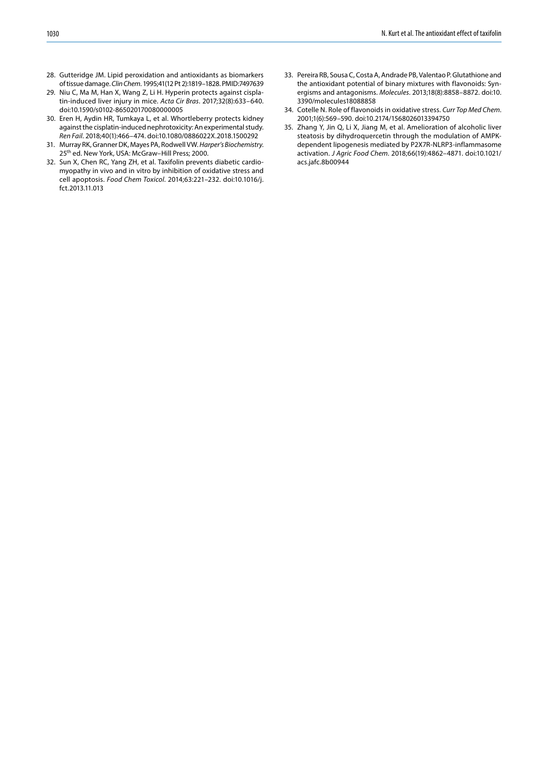28. Gutteridge JM. Lipid peroxidation and antioxidants as biomarkers of tissue damage. *Clin Chem*. 1995;41(12 Pt 2):1819–1828. PMID:7497639
29. Niu C, Ma M, Han X, Wang Z, Li H. Hyperin protects against cisplatin-induced liver injury in mice. *Acta Cir Bras*. 2017;32(8):633–640. doi:10.1590/s0102-865020170080000005
30. Eren H, Aydin HR, Tumkaya L, et al. Whortleberry protects kidney against the cisplatin-induced nephrotoxicity: An experimental study. *Ren Fail*. 2018;40(1):466–474. doi:10.1080/0886022X.2018.1500292
31. Murray RK, Granner DK, Mayes PA, Rodwell VW. *Harper's Biochemistry*. 25th ed. New York, USA: McGraw–Hill Press; 2000.
32. Sun X, Chen RC, Yang ZH, et al. Taxifolin prevents diabetic cardiomyopathy in vivo and in vitro by inhibition of oxidative stress and cell apoptosis. *Food Chem Toxicol*. 2014;63:221–232. doi:10.1016/j.fct.2013.11.013
33. Pereira RB, Sousa C, Costa A, Andrade PB, Valentao P. Glutathione and the antioxidant potential of binary mixtures with flavonoids: Synergisms and antagonisms. *Molecules*. 2013;18(8):8858–8872. doi:10.3390/molecules18088858
34. Cotelle N. Role of flavonoids in oxidative stress. *Curr Top Med Chem*. 2001;1(6):569–590. doi:10.2174/1568026013394750
35. Zhang Y, Jin Q, Li X, Jiang M, et al. Amelioration of alcoholic liver steatosis by dihydroquercetin through the modulation of AMPK-dependent lipogenesis mediated by P2X7R-NLRP3-inflammasome activation. *J Agric Food Chem*. 2018;66(19):4862–4871. doi:10.1021/acs.jafc.8b00944